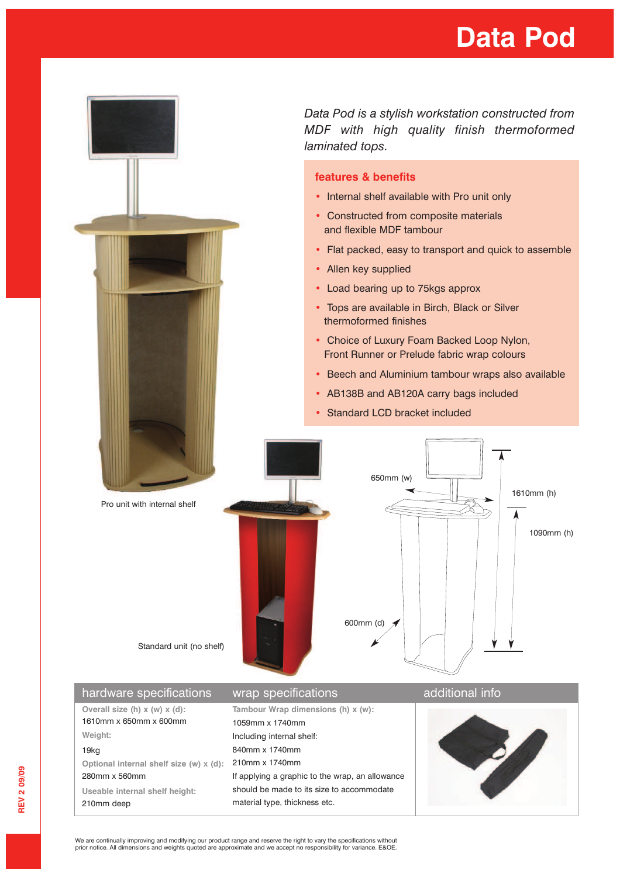# Data Pod

*Data Pod is a stylish workstation constructed from MDF with high quality finish thermoformed laminated tops.*

## features & benefits

- Internal shelf available with Pro unit only
- Constructed from composite materials and flexible MDF tambour
- Flat packed, easy to transport and quick to assemble
- Allen key supplied
- Load bearing up to 75kgs approx
- Tops are available in Birch, Black or Silver thermoformed finishes
- Choice of Luxury Foam Backed Loop Nylon, Front Runner or Prelude fabric wrap colours
- Beech and Aluminium tambour wraps also available
- AB138B and AB120A carry bags included
- Standard LCD bracket included

Pro unit with internal shelf

Standard unit (no shelf)

650mm (w)

1610mm (h)

1090mm (h)

600mm (d)

## hardware specifications

**Overall size (h) x (w) x (d):**
1610mm x 650mm x 600mm

**Weight:**
19kg

**Optional internal shelf size (w) x (d):**
280mm x 560mm

**Useable internal shelf height:**
210mm deep

## wrap specifications

**Tambour Wrap dimensions (h) x (w):**
1059mm x 1740mm

Including internal shelf:
840mm x 1740mm
210mm x 1740mm

If applying a graphic to the wrap, an allowance should be made to its size to accommodate material type, thickness etc.

## additional info

REV 2 09/09

We are continually improving and modifying our product range and reserve the right to vary the specifications without prior notice. All dimensions and weights quoted are approximate and we accept no responsibility for variance. E&OE.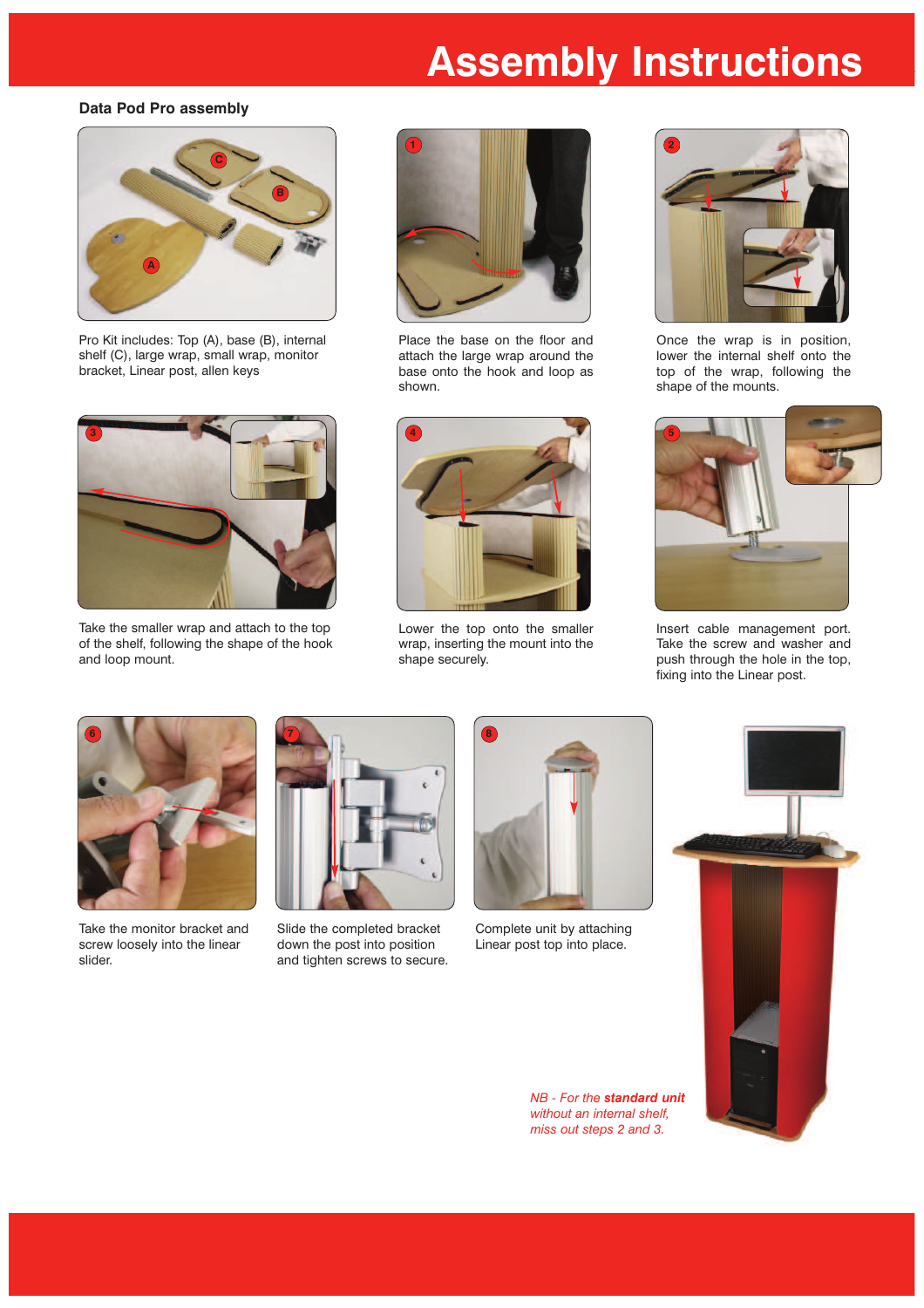# Assembly Instructions

### Data Pod Pro assembly

Pro Kit includes: Top (A), base (B), internal shelf (C), large wrap, small wrap, monitor bracket, Linear post, allen keys

1. Place the base on the floor and attach the large wrap around the base onto the hook and loop as shown.

2. Once the wrap is in position, lower the internal shelf onto the top of the wrap, following the shape of the mounts.

3. Take the smaller wrap and attach to the top of the shelf, following the shape of the hook and loop mount.

4. Lower the top onto the smaller wrap, inserting the mount into the shape securely.

5. Insert cable management port. Take the screw and washer and push through the hole in the top, fixing into the Linear post.

6. Take the monitor bracket and screw loosely into the linear slider.

7. Slide the completed bracket down the post into position and tighten screws to secure.

8. Complete unit by attaching Linear post top into place.

*NB - For the **standard unit** without an internal shelf, miss out steps 2 and 3.*